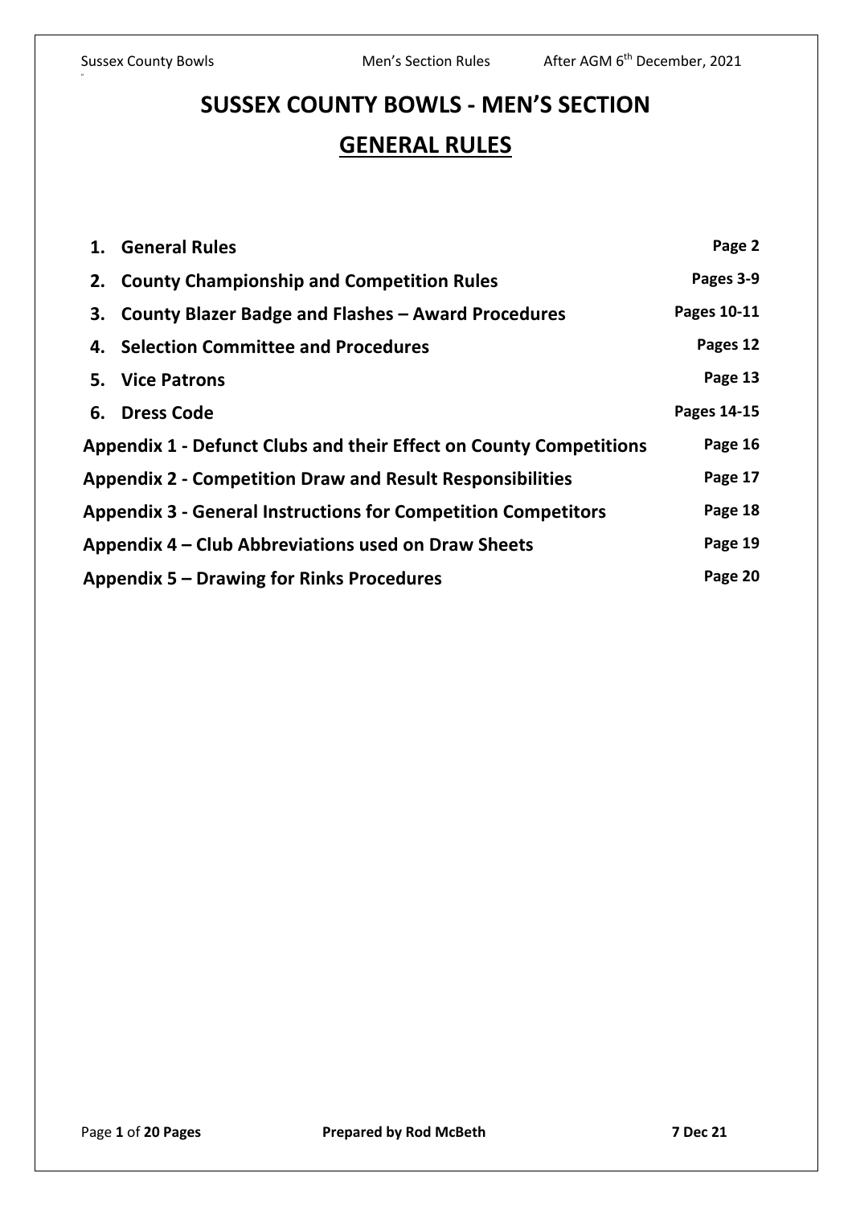# SUSSEX COUNTY BOWLS - MEN'S SECTION

## GENERAL RULES

| | |
|---|---|
| **1. General Rules** | **Page 2** |
| **2. County Championship and Competition Rules** | **Pages 3-9** |
| **3. County Blazer Badge and Flashes – Award Procedures** | **Pages 10-11** |
| **4. Selection Committee and Procedures** | **Pages 12** |
| **5. Vice Patrons** | **Page 13** |
| **6. Dress Code** | **Pages 14-15** |
| **Appendix 1 - Defunct Clubs and their Effect on County Competitions** | **Page 16** |
| **Appendix 2 - Competition Draw and Result Responsibilities** | **Page 17** |
| **Appendix 3 - General Instructions for Competition Competitors** | **Page 18** |
| **Appendix 4 – Club Abbreviations used on Draw Sheets** | **Page 19** |
| **Appendix 5 – Drawing for Rinks Procedures** | **Page 20** |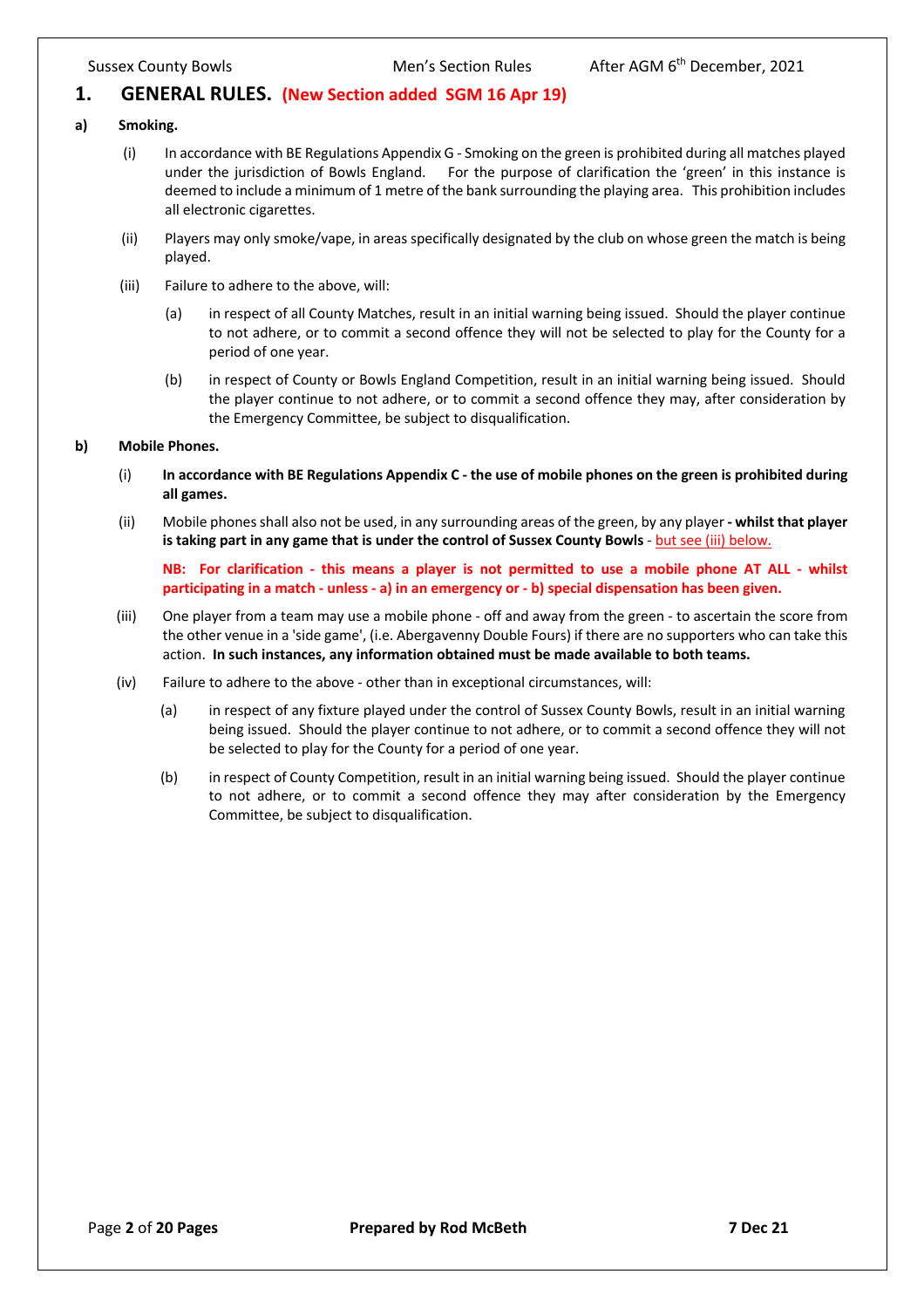# 1. GENERAL RULES. (New Section added SGM 16 Apr 19)

## a) Smoking.

(i) In accordance with BE Regulations Appendix G - Smoking on the green is prohibited during all matches played under the jurisdiction of Bowls England. For the purpose of clarification the 'green' in this instance is deemed to include a minimum of 1 metre of the bank surrounding the playing area. This prohibition includes all electronic cigarettes.

(ii) Players may only smoke/vape, in areas specifically designated by the club on whose green the match is being played.

(iii) Failure to adhere to the above, will:

(a) in respect of all County Matches, result in an initial warning being issued. Should the player continue to not adhere, or to commit a second offence they will not be selected to play for the County for a period of one year.

(b) in respect of County or Bowls England Competition, result in an initial warning being issued. Should the player continue to not adhere, or to commit a second offence they may, after consideration by the Emergency Committee, be subject to disqualification.

## b) Mobile Phones.

(i) **In accordance with BE Regulations Appendix C - the use of mobile phones on the green is prohibited during all games.**

(ii) Mobile phones shall also not be used, in any surrounding areas of the green, by any player **- whilst that player is taking part in any game that is under the control of Sussex County Bowls** - but see (iii) below.

**NB: For clarification - this means a player is not permitted to use a mobile phone AT ALL - whilst participating in a match - unless - a) in an emergency or - b) special dispensation has been given.**

(iii) One player from a team may use a mobile phone - off and away from the green - to ascertain the score from the other venue in a 'side game', (i.e. Abergavenny Double Fours) if there are no supporters who can take this action. **In such instances, any information obtained must be made available to both teams.**

(iv) Failure to adhere to the above - other than in exceptional circumstances, will:

(a) in respect of any fixture played under the control of Sussex County Bowls, result in an initial warning being issued. Should the player continue to not adhere, or to commit a second offence they will not be selected to play for the County for a period of one year.

(b) in respect of County Competition, result in an initial warning being issued. Should the player continue to not adhere, or to commit a second offence they may after consideration by the Emergency Committee, be subject to disqualification.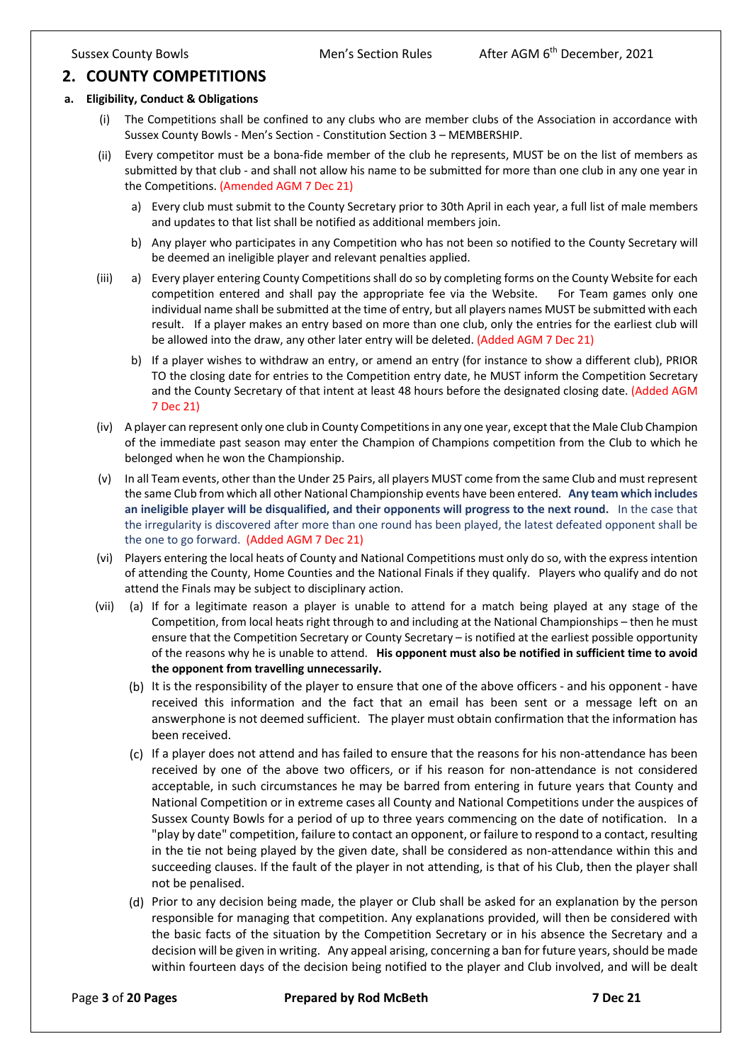## 2. COUNTY COMPETITIONS

### a. Eligibility, Conduct & Obligations

(i) The Competitions shall be confined to any clubs who are member clubs of the Association in accordance with Sussex County Bowls - Men's Section - Constitution Section 3 – MEMBERSHIP.

(ii) Every competitor must be a bona-fide member of the club he represents, MUST be on the list of members as submitted by that club - and shall not allow his name to be submitted for more than one club in any one year in the Competitions. (Amended AGM 7 Dec 21)

a) Every club must submit to the County Secretary prior to 30th April in each year, a full list of male members and updates to that list shall be notified as additional members join.

b) Any player who participates in any Competition who has not been so notified to the County Secretary will be deemed an ineligible player and relevant penalties applied.

(iii) a) Every player entering County Competitions shall do so by completing forms on the County Website for each competition entered and shall pay the appropriate fee via the Website. For Team games only one individual name shall be submitted at the time of entry, but all players names MUST be submitted with each result. If a player makes an entry based on more than one club, only the entries for the earliest club will be allowed into the draw, any other later entry will be deleted. (Added AGM 7 Dec 21)

b) If a player wishes to withdraw an entry, or amend an entry (for instance to show a different club), PRIOR TO the closing date for entries to the Competition entry date, he MUST inform the Competition Secretary and the County Secretary of that intent at least 48 hours before the designated closing date. (Added AGM 7 Dec 21)

(iv) A player can represent only one club in County Competitions in any one year, except that the Male Club Champion of the immediate past season may enter the Champion of Champions competition from the Club to which he belonged when he won the Championship.

(v) In all Team events, other than the Under 25 Pairs, all players MUST come from the same Club and must represent the same Club from which all other National Championship events have been entered. **Any team which includes an ineligible player will be disqualified, and their opponents will progress to the next round.** In the case that the irregularity is discovered after more than one round has been played, the latest defeated opponent shall be the one to go forward. (Added AGM 7 Dec 21)

(vi) Players entering the local heats of County and National Competitions must only do so, with the express intention of attending the County, Home Counties and the National Finals if they qualify. Players who qualify and do not attend the Finals may be subject to disciplinary action.

(vii) (a) If for a legitimate reason a player is unable to attend for a match being played at any stage of the Competition, from local heats right through to and including at the National Championships – then he must ensure that the Competition Secretary or County Secretary – is notified at the earliest possible opportunity of the reasons why he is unable to attend. **His opponent must also be notified in sufficient time to avoid the opponent from travelling unnecessarily.**

(b) It is the responsibility of the player to ensure that one of the above officers - and his opponent - have received this information and the fact that an email has been sent or a message left on an answerphone is not deemed sufficient. The player must obtain confirmation that the information has been received.

(c) If a player does not attend and has failed to ensure that the reasons for his non-attendance has been received by one of the above two officers, or if his reason for non-attendance is not considered acceptable, in such circumstances he may be barred from entering in future years that County and National Competition or in extreme cases all County and National Competitions under the auspices of Sussex County Bowls for a period of up to three years commencing on the date of notification. In a "play by date" competition, failure to contact an opponent, or failure to respond to a contact, resulting in the tie not being played by the given date, shall be considered as non-attendance within this and succeeding clauses. If the fault of the player in not attending, is that of his Club, then the player shall not be penalised.

(d) Prior to any decision being made, the player or Club shall be asked for an explanation by the person responsible for managing that competition. Any explanations provided, will then be considered with the basic facts of the situation by the Competition Secretary or in his absence the Secretary and a decision will be given in writing. Any appeal arising, concerning a ban for future years, should be made within fourteen days of the decision being notified to the player and Club involved, and will be dealt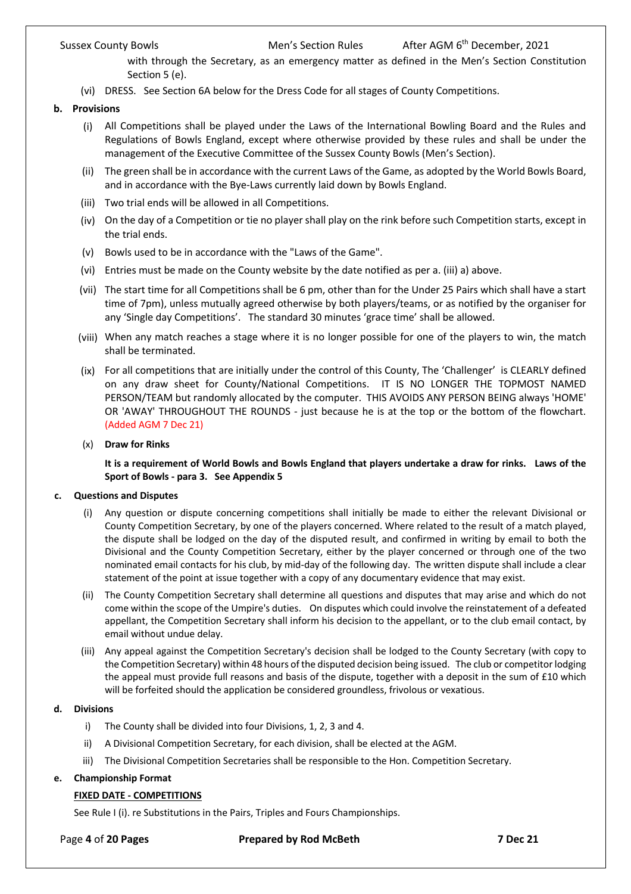with through the Secretary, as an emergency matter as defined in the Men's Section Constitution Section 5 (e).

(vi) DRESS. See Section 6A below for the Dress Code for all stages of County Competitions.

**b. Provisions**

(i) All Competitions shall be played under the Laws of the International Bowling Board and the Rules and Regulations of Bowls England, except where otherwise provided by these rules and shall be under the management of the Executive Committee of the Sussex County Bowls (Men's Section).

(ii) The green shall be in accordance with the current Laws of the Game, as adopted by the World Bowls Board, and in accordance with the Bye-Laws currently laid down by Bowls England.

(iii) Two trial ends will be allowed in all Competitions.

(iv) On the day of a Competition or tie no player shall play on the rink before such Competition starts, except in the trial ends.

(v) Bowls used to be in accordance with the "Laws of the Game".

(vi) Entries must be made on the County website by the date notified as per a. (iii) a) above.

(vii) The start time for all Competitions shall be 6 pm, other than for the Under 25 Pairs which shall have a start time of 7pm), unless mutually agreed otherwise by both players/teams, or as notified by the organiser for any 'Single day Competitions'. The standard 30 minutes 'grace time' shall be allowed.

(viii) When any match reaches a stage where it is no longer possible for one of the players to win, the match shall be terminated.

(ix) For all competitions that are initially under the control of this County, The 'Challenger' is CLEARLY defined on any draw sheet for County/National Competitions. IT IS NO LONGER THE TOPMOST NAMED PERSON/TEAM but randomly allocated by the computer. THIS AVOIDS ANY PERSON BEING always 'HOME' OR 'AWAY' THROUGHOUT THE ROUNDS - just because he is at the top or the bottom of the flowchart. (Added AGM 7 Dec 21)

(x) **Draw for Rinks**

**It is a requirement of World Bowls and Bowls England that players undertake a draw for rinks. Laws of the Sport of Bowls - para 3. See Appendix 5**

**c. Questions and Disputes**

(i) Any question or dispute concerning competitions shall initially be made to either the relevant Divisional or County Competition Secretary, by one of the players concerned. Where related to the result of a match played, the dispute shall be lodged on the day of the disputed result, and confirmed in writing by email to both the Divisional and the County Competition Secretary, either by the player concerned or through one of the two nominated email contacts for his club, by mid-day of the following day. The written dispute shall include a clear statement of the point at issue together with a copy of any documentary evidence that may exist.

(ii) The County Competition Secretary shall determine all questions and disputes that may arise and which do not come within the scope of the Umpire's duties. On disputes which could involve the reinstatement of a defeated appellant, the Competition Secretary shall inform his decision to the appellant, or to the club email contact, by email without undue delay.

(iii) Any appeal against the Competition Secretary's decision shall be lodged to the County Secretary (with copy to the Competition Secretary) within 48 hours of the disputed decision being issued. The club or competitor lodging the appeal must provide full reasons and basis of the dispute, together with a deposit in the sum of £10 which will be forfeited should the application be considered groundless, frivolous or vexatious.

**d. Divisions**

i) The County shall be divided into four Divisions, 1, 2, 3 and 4.

ii) A Divisional Competition Secretary, for each division, shall be elected at the AGM.

iii) The Divisional Competition Secretaries shall be responsible to the Hon. Competition Secretary.

**e. Championship Format**

**FIXED DATE - COMPETITIONS**

See Rule I (i). re Substitutions in the Pairs, Triples and Fours Championships.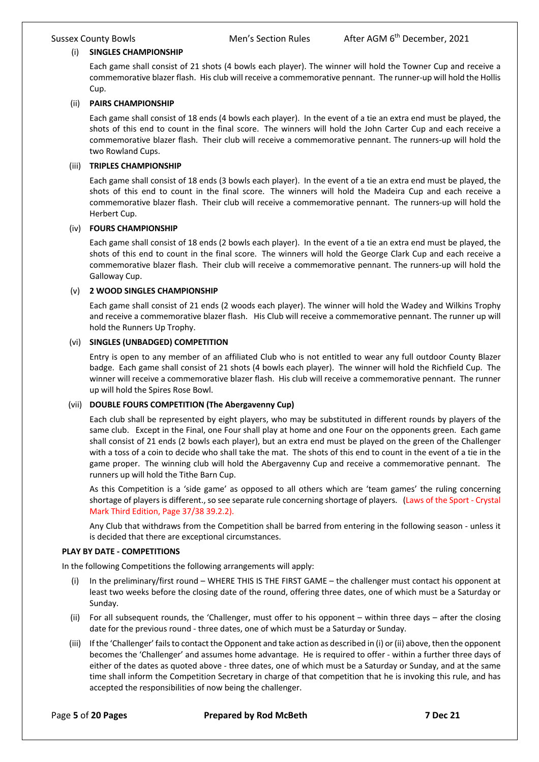### (i) SINGLES CHAMPIONSHIP

Each game shall consist of 21 shots (4 bowls each player). The winner will hold the Towner Cup and receive a commemorative blazer flash. His club will receive a commemorative pennant. The runner-up will hold the Hollis Cup.

### (ii) PAIRS CHAMPIONSHIP

Each game shall consist of 18 ends (4 bowls each player). In the event of a tie an extra end must be played, the shots of this end to count in the final score. The winners will hold the John Carter Cup and each receive a commemorative blazer flash. Their club will receive a commemorative pennant. The runners-up will hold the two Rowland Cups.

### (iii) TRIPLES CHAMPIONSHIP

Each game shall consist of 18 ends (3 bowls each player). In the event of a tie an extra end must be played, the shots of this end to count in the final score. The winners will hold the Madeira Cup and each receive a commemorative blazer flash. Their club will receive a commemorative pennant. The runners-up will hold the Herbert Cup.

### (iv) FOURS CHAMPIONSHIP

Each game shall consist of 18 ends (2 bowls each player). In the event of a tie an extra end must be played, the shots of this end to count in the final score. The winners will hold the George Clark Cup and each receive a commemorative blazer flash. Their club will receive a commemorative pennant. The runners-up will hold the Galloway Cup.

### (v) 2 WOOD SINGLES CHAMPIONSHIP

Each game shall consist of 21 ends (2 woods each player). The winner will hold the Wadey and Wilkins Trophy and receive a commemorative blazer flash. His Club will receive a commemorative pennant. The runner up will hold the Runners Up Trophy.

### (vi) SINGLES (UNBADGED) COMPETITION

Entry is open to any member of an affiliated Club who is not entitled to wear any full outdoor County Blazer badge. Each game shall consist of 21 shots (4 bowls each player). The winner will hold the Richfield Cup. The winner will receive a commemorative blazer flash. His club will receive a commemorative pennant. The runner up will hold the Spires Rose Bowl.

### (vii) DOUBLE FOURS COMPETITION (The Abergavenny Cup)

Each club shall be represented by eight players, who may be substituted in different rounds by players of the same club. Except in the Final, one Four shall play at home and one Four on the opponents green. Each game shall consist of 21 ends (2 bowls each player), but an extra end must be played on the green of the Challenger with a toss of a coin to decide who shall take the mat. The shots of this end to count in the event of a tie in the game proper. The winning club will hold the Abergavenny Cup and receive a commemorative pennant. The runners up will hold the Tithe Barn Cup.

As this Competition is a 'side game' as opposed to all others which are 'team games' the ruling concerning shortage of players is different., so see separate rule concerning shortage of players. (Laws of the Sport - Crystal Mark Third Edition, Page 37/38 39.2.2).

Any Club that withdraws from the Competition shall be barred from entering in the following season - unless it is decided that there are exceptional circumstances.

## PLAY BY DATE - COMPETITIONS

In the following Competitions the following arrangements will apply:

(i) In the preliminary/first round – WHERE THIS IS THE FIRST GAME – the challenger must contact his opponent at least two weeks before the closing date of the round, offering three dates, one of which must be a Saturday or Sunday.

(ii) For all subsequent rounds, the 'Challenger, must offer to his opponent – within three days – after the closing date for the previous round - three dates, one of which must be a Saturday or Sunday.

(iii) If the 'Challenger' fails to contact the Opponent and take action as described in (i) or (ii) above, then the opponent becomes the 'Challenger' and assumes home advantage. He is required to offer - within a further three days of either of the dates as quoted above - three dates, one of which must be a Saturday or Sunday, and at the same time shall inform the Competition Secretary in charge of that competition that he is invoking this rule, and has accepted the responsibilities of now being the challenger.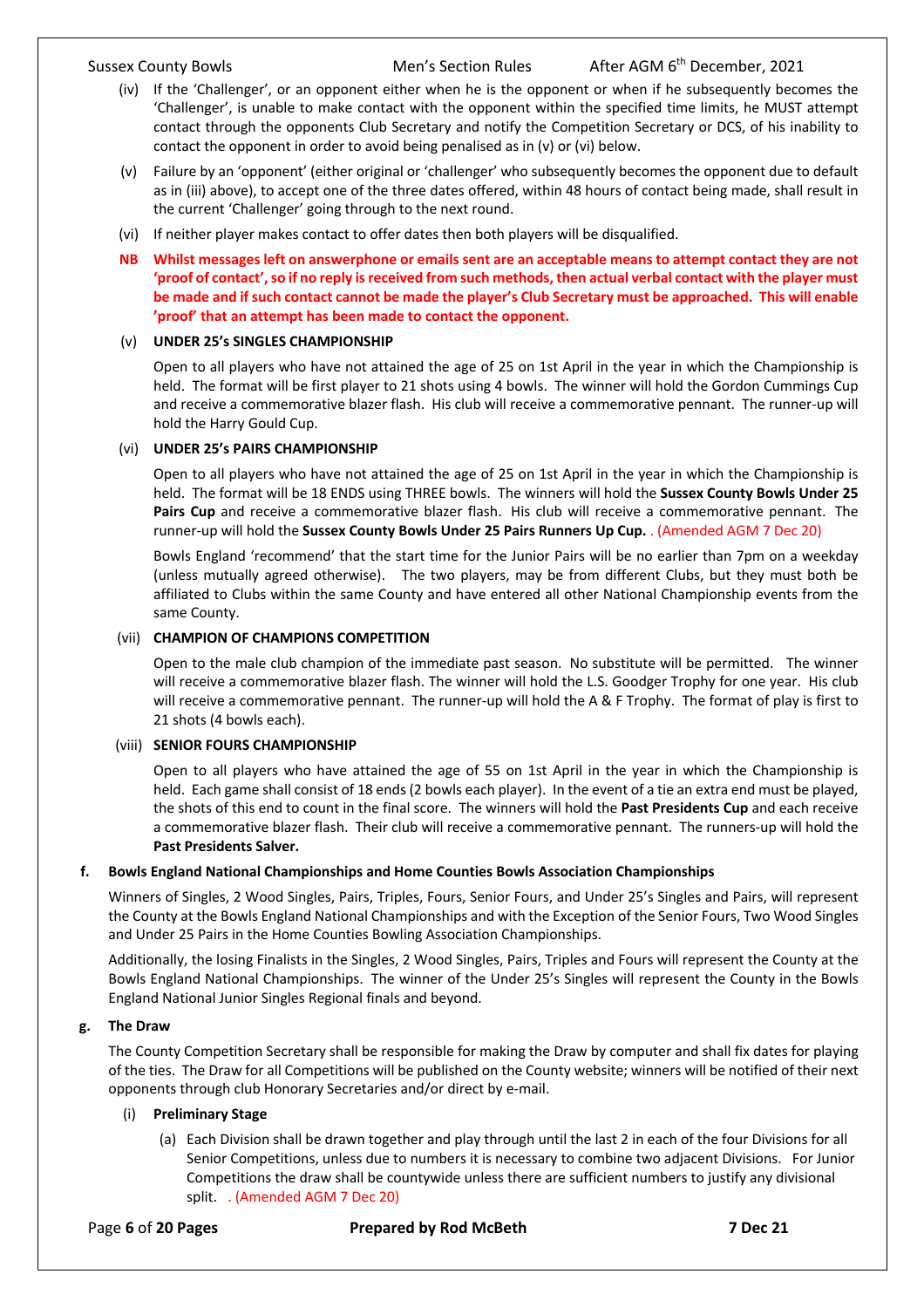(iv) If the 'Challenger', or an opponent either when he is the opponent or when if he subsequently becomes the 'Challenger', is unable to make contact with the opponent within the specified time limits, he MUST attempt contact through the opponents Club Secretary and notify the Competition Secretary or DCS, of his inability to contact the opponent in order to avoid being penalised as in (v) or (vi) below.

(v) Failure by an 'opponent' (either original or 'challenger' who subsequently becomes the opponent due to default as in (iii) above), to accept one of the three dates offered, within 48 hours of contact being made, shall result in the current 'Challenger' going through to the next round.

(vi) If neither player makes contact to offer dates then both players will be disqualified.

**NB Whilst messages left on answerphone or emails sent are an acceptable means to attempt contact they are not 'proof of contact', so if no reply is received from such methods, then actual verbal contact with the player must be made and if such contact cannot be made the player's Club Secretary must be approached. This will enable 'proof' that an attempt has been made to contact the opponent.**

(v) **UNDER 25's SINGLES CHAMPIONSHIP**

Open to all players who have not attained the age of 25 on 1st April in the year in which the Championship is held. The format will be first player to 21 shots using 4 bowls. The winner will hold the Gordon Cummings Cup and receive a commemorative blazer flash. His club will receive a commemorative pennant. The runner-up will hold the Harry Gould Cup.

(vi) **UNDER 25's PAIRS CHAMPIONSHIP**

Open to all players who have not attained the age of 25 on 1st April in the year in which the Championship is held. The format will be 18 ENDS using THREE bowls. The winners will hold the **Sussex County Bowls Under 25 Pairs Cup** and receive a commemorative blazer flash. His club will receive a commemorative pennant. The runner-up will hold the **Sussex County Bowls Under 25 Pairs Runners Up Cup.** . (Amended AGM 7 Dec 20)

Bowls England 'recommend' that the start time for the Junior Pairs will be no earlier than 7pm on a weekday (unless mutually agreed otherwise). The two players, may be from different Clubs, but they must both be affiliated to Clubs within the same County and have entered all other National Championship events from the same County.

(vii) **CHAMPION OF CHAMPIONS COMPETITION**

Open to the male club champion of the immediate past season. No substitute will be permitted. The winner will receive a commemorative blazer flash. The winner will hold the L.S. Goodger Trophy for one year. His club will receive a commemorative pennant. The runner-up will hold the A & F Trophy. The format of play is first to 21 shots (4 bowls each).

(viii) **SENIOR FOURS CHAMPIONSHIP**

Open to all players who have attained the age of 55 on 1st April in the year in which the Championship is held. Each game shall consist of 18 ends (2 bowls each player). In the event of a tie an extra end must be played, the shots of this end to count in the final score. The winners will hold the **Past Presidents Cup** and each receive a commemorative blazer flash. Their club will receive a commemorative pennant. The runners-up will hold the **Past Presidents Salver.**

**f. Bowls England National Championships and Home Counties Bowls Association Championships**

Winners of Singles, 2 Wood Singles, Pairs, Triples, Fours, Senior Fours, and Under 25's Singles and Pairs, will represent the County at the Bowls England National Championships and with the Exception of the Senior Fours, Two Wood Singles and Under 25 Pairs in the Home Counties Bowling Association Championships.

Additionally, the losing Finalists in the Singles, 2 Wood Singles, Pairs, Triples and Fours will represent the County at the Bowls England National Championships. The winner of the Under 25's Singles will represent the County in the Bowls England National Junior Singles Regional finals and beyond.

**g. The Draw**

The County Competition Secretary shall be responsible for making the Draw by computer and shall fix dates for playing of the ties. The Draw for all Competitions will be published on the County website; winners will be notified of their next opponents through club Honorary Secretaries and/or direct by e-mail.

(i) **Preliminary Stage**

(a) Each Division shall be drawn together and play through until the last 2 in each of the four Divisions for all Senior Competitions, unless due to numbers it is necessary to combine two adjacent Divisions. For Junior Competitions the draw shall be countywide unless there are sufficient numbers to justify any divisional split. . (Amended AGM 7 Dec 20)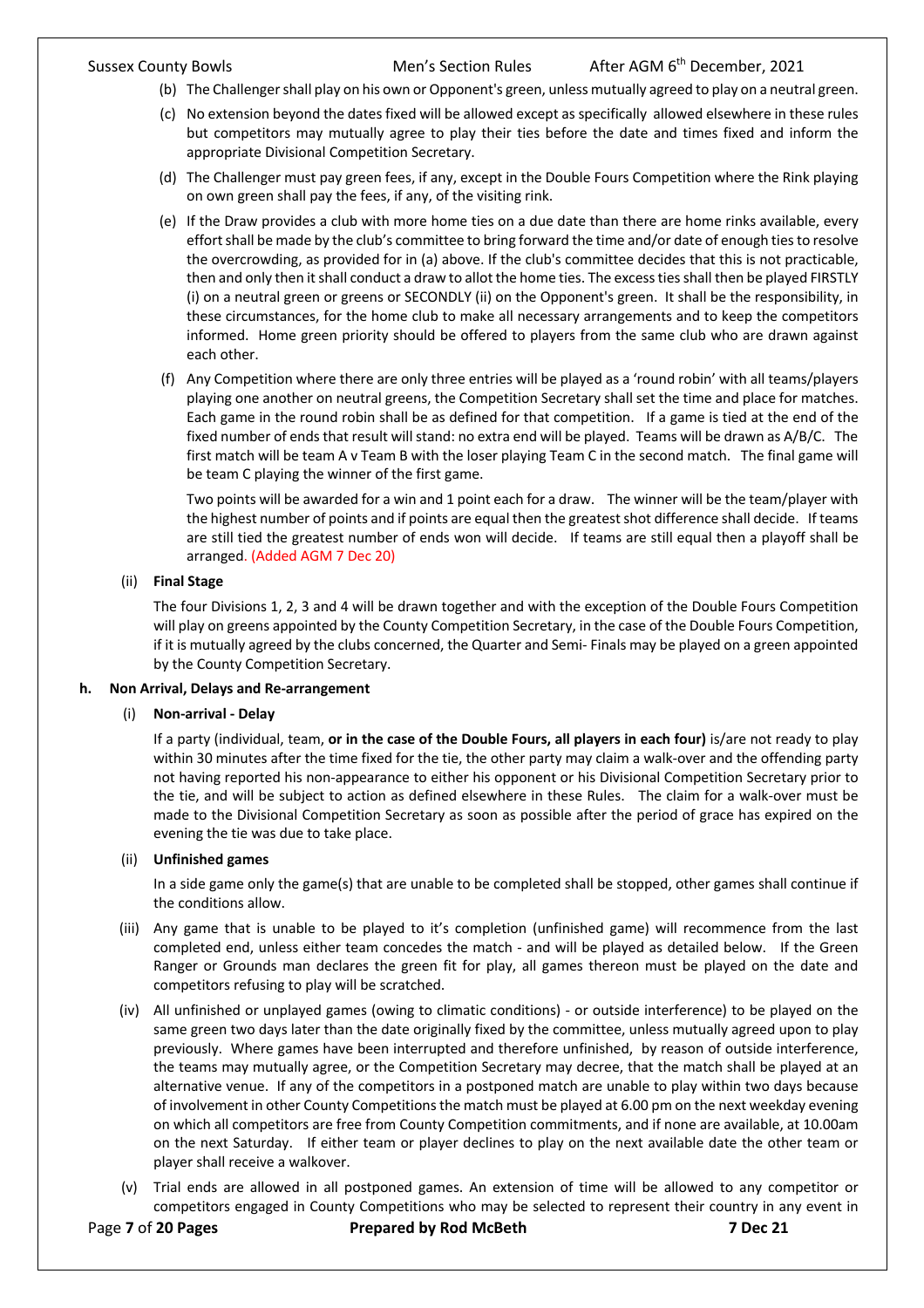(b) The Challenger shall play on his own or Opponent's green, unless mutually agreed to play on a neutral green.

(c) No extension beyond the dates fixed will be allowed except as specifically allowed elsewhere in these rules but competitors may mutually agree to play their ties before the date and times fixed and inform the appropriate Divisional Competition Secretary.

(d) The Challenger must pay green fees, if any, except in the Double Fours Competition where the Rink playing on own green shall pay the fees, if any, of the visiting rink.

(e) If the Draw provides a club with more home ties on a due date than there are home rinks available, every effort shall be made by the club's committee to bring forward the time and/or date of enough ties to resolve the overcrowding, as provided for in (a) above. If the club's committee decides that this is not practicable, then and only then it shall conduct a draw to allot the home ties. The excess ties shall then be played FIRSTLY (i) on a neutral green or greens or SECONDLY (ii) on the Opponent's green. It shall be the responsibility, in these circumstances, for the home club to make all necessary arrangements and to keep the competitors informed. Home green priority should be offered to players from the same club who are drawn against each other.

(f) Any Competition where there are only three entries will be played as a 'round robin' with all teams/players playing one another on neutral greens, the Competition Secretary shall set the time and place for matches. Each game in the round robin shall be as defined for that competition. If a game is tied at the end of the fixed number of ends that result will stand: no extra end will be played. Teams will be drawn as A/B/C. The first match will be team A v Team B with the loser playing Team C in the second match. The final game will be team C playing the winner of the first game.

Two points will be awarded for a win and 1 point each for a draw. The winner will be the team/player with the highest number of points and if points are equal then the greatest shot difference shall decide. If teams are still tied the greatest number of ends won will decide. If teams are still equal then a playoff shall be arranged. (Added AGM 7 Dec 20)

(ii) **Final Stage**

The four Divisions 1, 2, 3 and 4 will be drawn together and with the exception of the Double Fours Competition will play on greens appointed by the County Competition Secretary, in the case of the Double Fours Competition, if it is mutually agreed by the clubs concerned, the Quarter and Semi- Finals may be played on a green appointed by the County Competition Secretary.

**h. Non Arrival, Delays and Re-arrangement**

(i) **Non-arrival - Delay**

If a party (individual, team, **or in the case of the Double Fours, all players in each four)** is/are not ready to play within 30 minutes after the time fixed for the tie, the other party may claim a walk-over and the offending party not having reported his non-appearance to either his opponent or his Divisional Competition Secretary prior to the tie, and will be subject to action as defined elsewhere in these Rules. The claim for a walk-over must be made to the Divisional Competition Secretary as soon as possible after the period of grace has expired on the evening the tie was due to take place.

(ii) **Unfinished games**

In a side game only the game(s) that are unable to be completed shall be stopped, other games shall continue if the conditions allow.

(iii) Any game that is unable to be played to it's completion (unfinished game) will recommence from the last completed end, unless either team concedes the match - and will be played as detailed below. If the Green Ranger or Grounds man declares the green fit for play, all games thereon must be played on the date and competitors refusing to play will be scratched.

(iv) All unfinished or unplayed games (owing to climatic conditions) - or outside interference) to be played on the same green two days later than the date originally fixed by the committee, unless mutually agreed upon to play previously. Where games have been interrupted and therefore unfinished, by reason of outside interference, the teams may mutually agree, or the Competition Secretary may decree, that the match shall be played at an alternative venue. If any of the competitors in a postponed match are unable to play within two days because of involvement in other County Competitions the match must be played at 6.00 pm on the next weekday evening on which all competitors are free from County Competition commitments, and if none are available, at 10.00am on the next Saturday. If either team or player declines to play on the next available date the other team or player shall receive a walkover.

(v) Trial ends are allowed in all postponed games. An extension of time will be allowed to any competitor or competitors engaged in County Competitions who may be selected to represent their country in any event in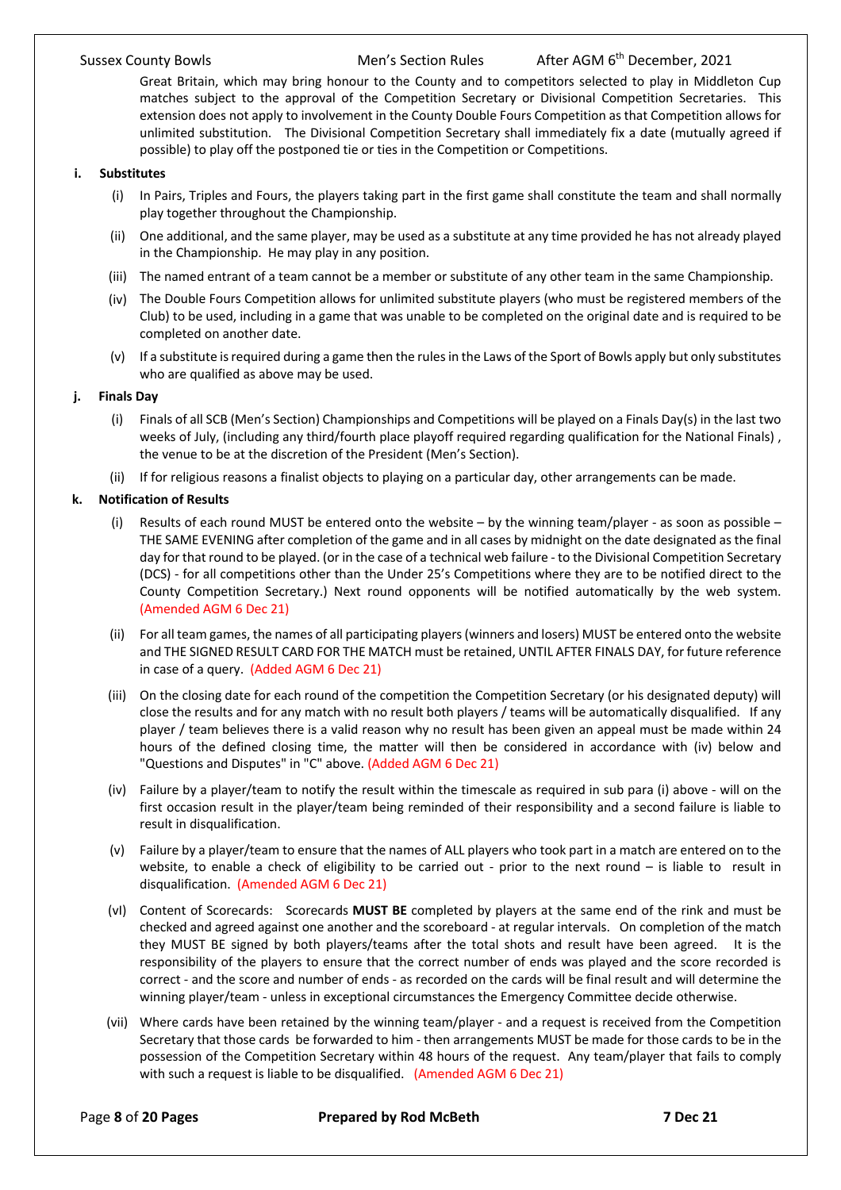Great Britain, which may bring honour to the County and to competitors selected to play in Middleton Cup matches subject to the approval of the Competition Secretary or Divisional Competition Secretaries. This extension does not apply to involvement in the County Double Fours Competition as that Competition allows for unlimited substitution. The Divisional Competition Secretary shall immediately fix a date (mutually agreed if possible) to play off the postponed tie or ties in the Competition or Competitions.

**i. Substitutes**

(i) In Pairs, Triples and Fours, the players taking part in the first game shall constitute the team and shall normally play together throughout the Championship.

(ii) One additional, and the same player, may be used as a substitute at any time provided he has not already played in the Championship. He may play in any position.

(iii) The named entrant of a team cannot be a member or substitute of any other team in the same Championship.

(iv) The Double Fours Competition allows for unlimited substitute players (who must be registered members of the Club) to be used, including in a game that was unable to be completed on the original date and is required to be completed on another date.

(v) If a substitute is required during a game then the rules in the Laws of the Sport of Bowls apply but only substitutes who are qualified as above may be used.

**j. Finals Day**

(i) Finals of all SCB (Men's Section) Championships and Competitions will be played on a Finals Day(s) in the last two weeks of July, (including any third/fourth place playoff required regarding qualification for the National Finals) , the venue to be at the discretion of the President (Men's Section).

(ii) If for religious reasons a finalist objects to playing on a particular day, other arrangements can be made.

**k. Notification of Results**

(i) Results of each round MUST be entered onto the website – by the winning team/player - as soon as possible – THE SAME EVENING after completion of the game and in all cases by midnight on the date designated as the final day for that round to be played. (or in the case of a technical web failure - to the Divisional Competition Secretary (DCS) - for all competitions other than the Under 25's Competitions where they are to be notified direct to the County Competition Secretary.) Next round opponents will be notified automatically by the web system. (Amended AGM 6 Dec 21)

(ii) For all team games, the names of all participating players (winners and losers) MUST be entered onto the website and THE SIGNED RESULT CARD FOR THE MATCH must be retained, UNTIL AFTER FINALS DAY, for future reference in case of a query. (Added AGM 6 Dec 21)

(iii) On the closing date for each round of the competition the Competition Secretary (or his designated deputy) will close the results and for any match with no result both players / teams will be automatically disqualified. If any player / team believes there is a valid reason why no result has been given an appeal must be made within 24 hours of the defined closing time, the matter will then be considered in accordance with (iv) below and "Questions and Disputes" in "C" above. (Added AGM 6 Dec 21)

(iv) Failure by a player/team to notify the result within the timescale as required in sub para (i) above - will on the first occasion result in the player/team being reminded of their responsibility and a second failure is liable to result in disqualification.

(v) Failure by a player/team to ensure that the names of ALL players who took part in a match are entered on to the website, to enable a check of eligibility to be carried out - prior to the next round – is liable to result in disqualification. (Amended AGM 6 Dec 21)

(vI) Content of Scorecards: Scorecards **MUST BE** completed by players at the same end of the rink and must be checked and agreed against one another and the scoreboard - at regular intervals. On completion of the match they MUST BE signed by both players/teams after the total shots and result have been agreed. It is the responsibility of the players to ensure that the correct number of ends was played and the score recorded is correct - and the score and number of ends - as recorded on the cards will be final result and will determine the winning player/team - unless in exceptional circumstances the Emergency Committee decide otherwise.

(vii) Where cards have been retained by the winning team/player - and a request is received from the Competition Secretary that those cards be forwarded to him - then arrangements MUST be made for those cards to be in the possession of the Competition Secretary within 48 hours of the request. Any team/player that fails to comply with such a request is liable to be disqualified. (Amended AGM 6 Dec 21)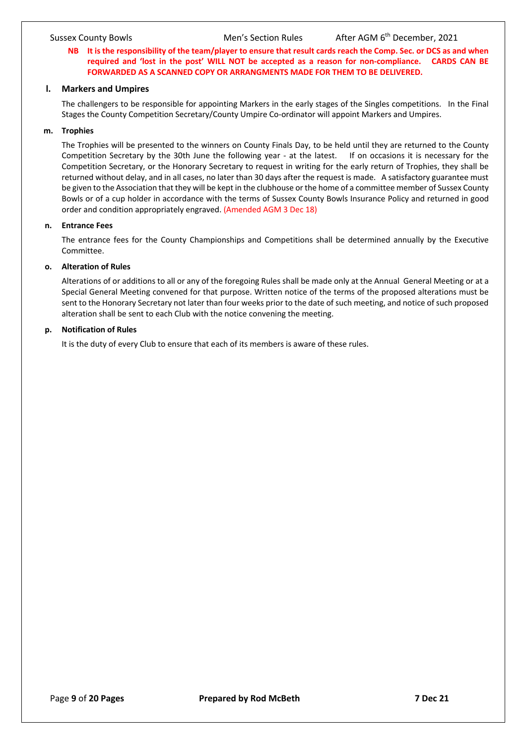**NB It is the responsibility of the team/player to ensure that result cards reach the Comp. Sec. or DCS as and when required and 'lost in the post' WILL NOT be accepted as a reason for non-compliance. CARDS CAN BE FORWARDED AS A SCANNED COPY OR ARRANGMENTS MADE FOR THEM TO BE DELIVERED.**

**l. Markers and Umpires**

The challengers to be responsible for appointing Markers in the early stages of the Singles competitions. In the Final Stages the County Competition Secretary/County Umpire Co-ordinator will appoint Markers and Umpires.

**m. Trophies**

The Trophies will be presented to the winners on County Finals Day, to be held until they are returned to the County Competition Secretary by the 30th June the following year - at the latest. If on occasions it is necessary for the Competition Secretary, or the Honorary Secretary to request in writing for the early return of Trophies, they shall be returned without delay, and in all cases, no later than 30 days after the request is made. A satisfactory guarantee must be given to the Association that they will be kept in the clubhouse or the home of a committee member of Sussex County Bowls or of a cup holder in accordance with the terms of Sussex County Bowls Insurance Policy and returned in good order and condition appropriately engraved. (Amended AGM 3 Dec 18)

**n. Entrance Fees**

The entrance fees for the County Championships and Competitions shall be determined annually by the Executive Committee.

**o. Alteration of Rules**

Alterations of or additions to all or any of the foregoing Rules shall be made only at the Annual General Meeting or at a Special General Meeting convened for that purpose. Written notice of the terms of the proposed alterations must be sent to the Honorary Secretary not later than four weeks prior to the date of such meeting, and notice of such proposed alteration shall be sent to each Club with the notice convening the meeting.

**p. Notification of Rules**

It is the duty of every Club to ensure that each of its members is aware of these rules.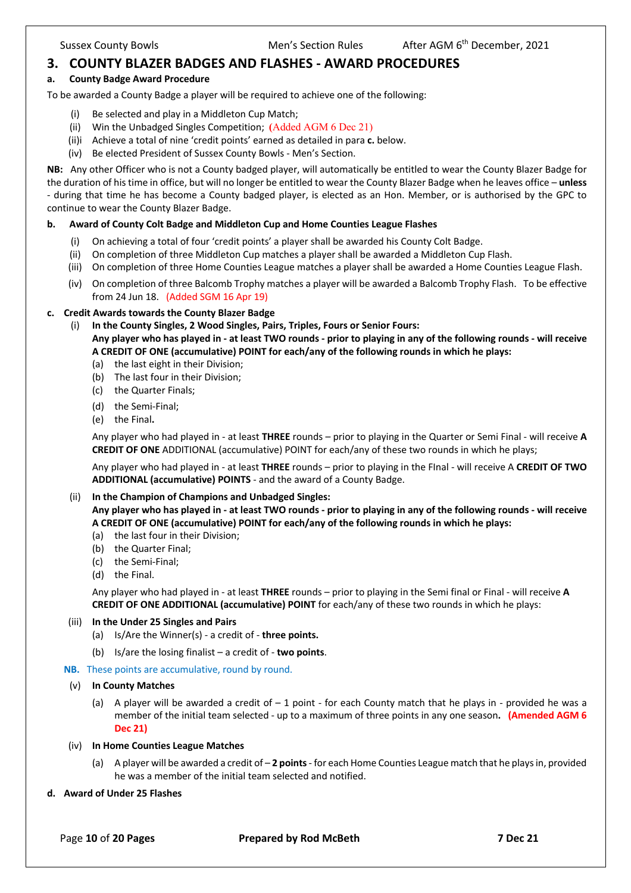## 3. COUNTY BLAZER BADGES AND FLASHES - AWARD PROCEDURES

### a. County Badge Award Procedure

To be awarded a County Badge a player will be required to achieve one of the following:

- (i) Be selected and play in a Middleton Cup Match;
- (ii) Win the Unbadged Singles Competition; (Added AGM 6 Dec 21)
- (ii)i Achieve a total of nine 'credit points' earned as detailed in para **c.** below.
- (iv) Be elected President of Sussex County Bowls - Men's Section.

**NB:** Any other Officer who is not a County badged player, will automatically be entitled to wear the County Blazer Badge for the duration of his time in office, but will no longer be entitled to wear the County Blazer Badge when he leaves office – **unless** - during that time he has become a County badged player, is elected as an Hon. Member, or is authorised by the GPC to continue to wear the County Blazer Badge.

### b. Award of County Colt Badge and Middleton Cup and Home Counties League Flashes

- (i) On achieving a total of four 'credit points' a player shall be awarded his County Colt Badge.
- (ii) On completion of three Middleton Cup matches a player shall be awarded a Middleton Cup Flash.
- (iii) On completion of three Home Counties League matches a player shall be awarded a Home Counties League Flash.
- (iv) On completion of three Balcomb Trophy matches a player will be awarded a Balcomb Trophy Flash. To be effective from 24 Jun 18. (Added SGM 16 Apr 19)

### c. Credit Awards towards the County Blazer Badge

(i) **In the County Singles, 2 Wood Singles, Pairs, Triples, Fours or Senior Fours:**
**Any player who has played in - at least TWO rounds - prior to playing in any of the following rounds - will receive A CREDIT OF ONE (accumulative) POINT for each/any of the following rounds in which he plays:**

- (a) the last eight in their Division;
- (b) The last four in their Division;
- (c) the Quarter Finals;
- (d) the Semi-Final;
- (e) the Final**.**

Any player who had played in - at least **THREE** rounds – prior to playing in the Quarter or Semi Final - will receive **A CREDIT OF ONE** ADDITIONAL (accumulative) POINT for each/any of these two rounds in which he plays;

Any player who had played in - at least **THREE** rounds – prior to playing in the FInal - will receive A **CREDIT OF TWO ADDITIONAL (accumulative) POINTS** - and the award of a County Badge.

(ii) **In the Champion of Champions and Unbadged Singles:**
**Any player who has played in - at least TWO rounds - prior to playing in any of the following rounds - will receive A CREDIT OF ONE (accumulative) POINT for each/any of the following rounds in which he plays:**

- (a) the last four in their Division;
- (b) the Quarter Final;
- (c) the Semi-Final;
- (d) the Final.

Any player who had played in - at least **THREE** rounds – prior to playing in the Semi final or Final - will receive **A CREDIT OF ONE ADDITIONAL (accumulative) POINT** for each/any of these two rounds in which he plays:

(iii) **In the Under 25 Singles and Pairs**

- (a) Is/Are the Winner(s) - a credit of - **three points.**
- (b) Is/are the losing finalist – a credit of - **two points**.

**NB.** These points are accumulative, round by round.

(v) **In County Matches**

- (a) A player will be awarded a credit of – 1 point - for each County match that he plays in - provided he was a member of the initial team selected - up to a maximum of three points in any one season**. (Amended AGM 6 Dec 21)**

(iv) **In Home Counties League Matches**

- (a) A player will be awarded a credit of – **2 points** - for each Home Counties League match that he plays in, provided he was a member of the initial team selected and notified.

### d. Award of Under 25 Flashes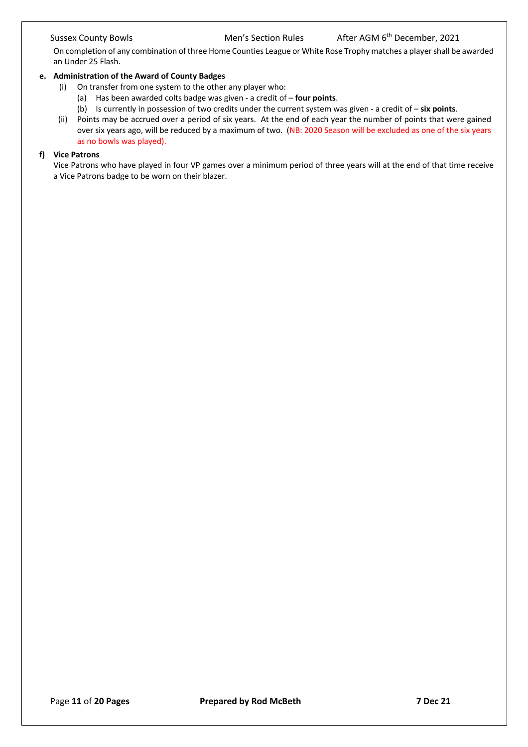On completion of any combination of three Home Counties League or White Rose Trophy matches a player shall be awarded an Under 25 Flash.

**e. Administration of the Award of County Badges**

(i) On transfer from one system to the other any player who:

(a) Has been awarded colts badge was given - a credit of – **four points**.

(b) Is currently in possession of two credits under the current system was given - a credit of – **six points**.

(ii) Points may be accrued over a period of six years. At the end of each year the number of points that were gained over six years ago, will be reduced by a maximum of two. (NB: 2020 Season will be excluded as one of the six years as no bowls was played).

**f) Vice Patrons**

Vice Patrons who have played in four VP games over a minimum period of three years will at the end of that time receive a Vice Patrons badge to be worn on their blazer.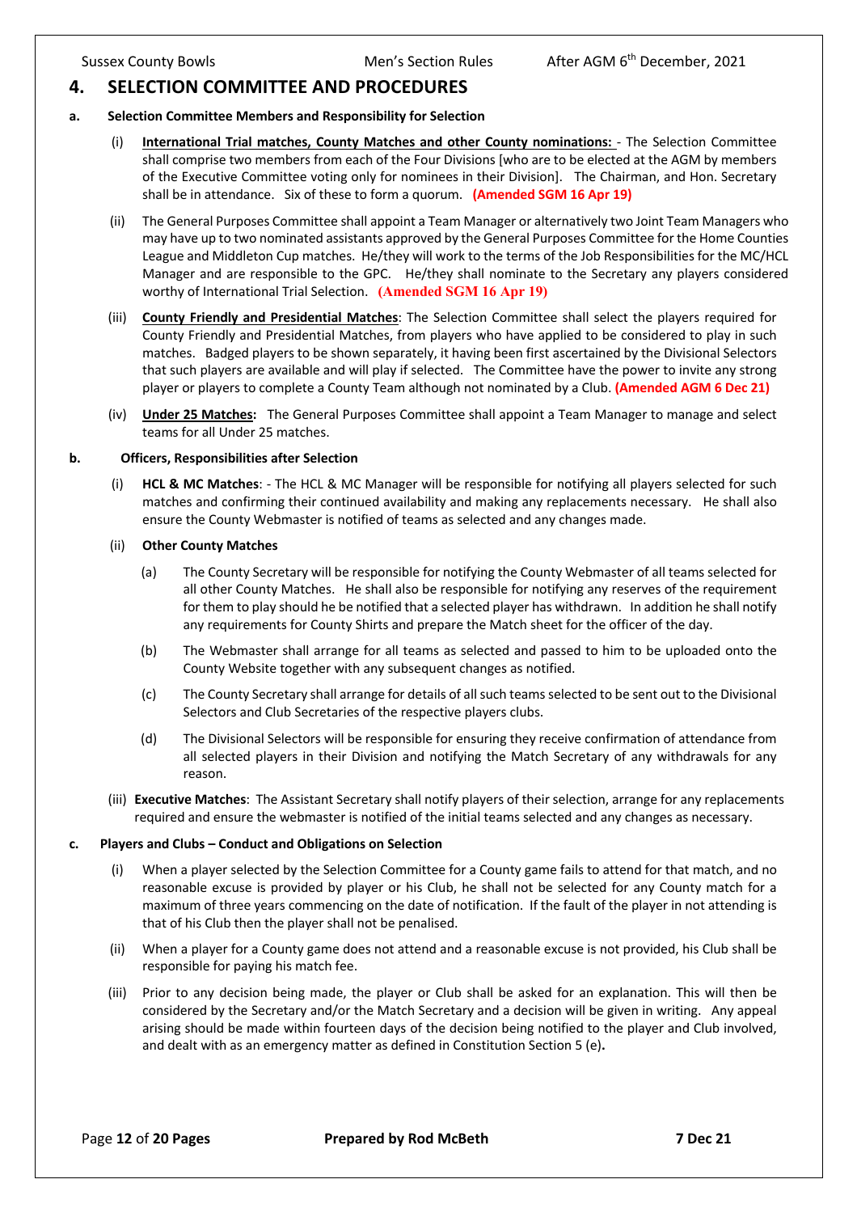# 4. SELECTION COMMITTEE AND PROCEDURES

**a. Selection Committee Members and Responsibility for Selection**

(i) **International Trial matches, County Matches and other County nominations:** - The Selection Committee shall comprise two members from each of the Four Divisions [who are to be elected at the AGM by members of the Executive Committee voting only for nominees in their Division]. The Chairman, and Hon. Secretary shall be in attendance. Six of these to form a quorum. **(Amended SGM 16 Apr 19)**

(ii) The General Purposes Committee shall appoint a Team Manager or alternatively two Joint Team Managers who may have up to two nominated assistants approved by the General Purposes Committee for the Home Counties League and Middleton Cup matches. He/they will work to the terms of the Job Responsibilities for the MC/HCL Manager and are responsible to the GPC. He/they shall nominate to the Secretary any players considered worthy of International Trial Selection. **(Amended SGM 16 Apr 19)**

(iii) **County Friendly and Presidential Matches**: The Selection Committee shall select the players required for County Friendly and Presidential Matches, from players who have applied to be considered to play in such matches. Badged players to be shown separately, it having been first ascertained by the Divisional Selectors that such players are available and will play if selected. The Committee have the power to invite any strong player or players to complete a County Team although not nominated by a Club. **(Amended AGM 6 Dec 21)**

(iv) **Under 25 Matches:** The General Purposes Committee shall appoint a Team Manager to manage and select teams for all Under 25 matches.

**b. Officers, Responsibilities after Selection**

(i) **HCL & MC Matches**: - The HCL & MC Manager will be responsible for notifying all players selected for such matches and confirming their continued availability and making any replacements necessary. He shall also ensure the County Webmaster is notified of teams as selected and any changes made.

(ii) **Other County Matches**

(a) The County Secretary will be responsible for notifying the County Webmaster of all teams selected for all other County Matches. He shall also be responsible for notifying any reserves of the requirement for them to play should he be notified that a selected player has withdrawn. In addition he shall notify any requirements for County Shirts and prepare the Match sheet for the officer of the day.

(b) The Webmaster shall arrange for all teams as selected and passed to him to be uploaded onto the County Website together with any subsequent changes as notified.

(c) The County Secretary shall arrange for details of all such teams selected to be sent out to the Divisional Selectors and Club Secretaries of the respective players clubs.

(d) The Divisional Selectors will be responsible for ensuring they receive confirmation of attendance from all selected players in their Division and notifying the Match Secretary of any withdrawals for any reason.

(iii) **Executive Matches**: The Assistant Secretary shall notify players of their selection, arrange for any replacements required and ensure the webmaster is notified of the initial teams selected and any changes as necessary.

**c. Players and Clubs – Conduct and Obligations on Selection**

(i) When a player selected by the Selection Committee for a County game fails to attend for that match, and no reasonable excuse is provided by player or his Club, he shall not be selected for any County match for a maximum of three years commencing on the date of notification. If the fault of the player in not attending is that of his Club then the player shall not be penalised.

(ii) When a player for a County game does not attend and a reasonable excuse is not provided, his Club shall be responsible for paying his match fee.

(iii) Prior to any decision being made, the player or Club shall be asked for an explanation. This will then be considered by the Secretary and/or the Match Secretary and a decision will be given in writing. Any appeal arising should be made within fourteen days of the decision being notified to the player and Club involved, and dealt with as an emergency matter as defined in Constitution Section 5 (e).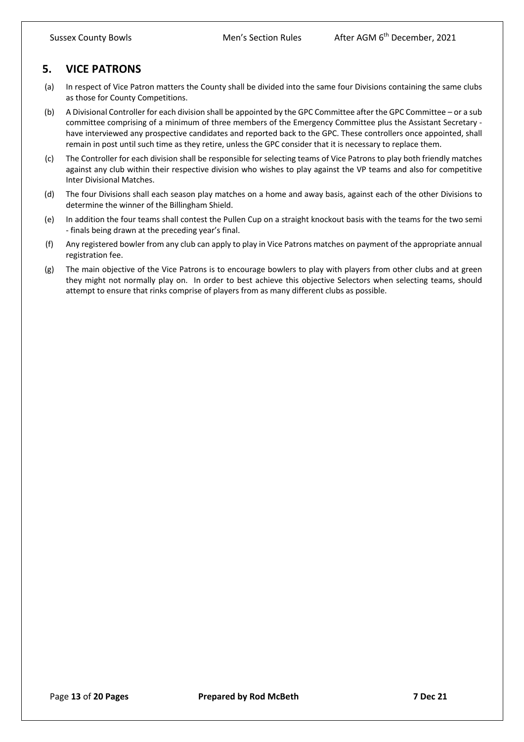## 5. VICE PATRONS

(a) In respect of Vice Patron matters the County shall be divided into the same four Divisions containing the same clubs as those for County Competitions.

(b) A Divisional Controller for each division shall be appointed by the GPC Committee after the GPC Committee – or a sub committee comprising of a minimum of three members of the Emergency Committee plus the Assistant Secretary - have interviewed any prospective candidates and reported back to the GPC. These controllers once appointed, shall remain in post until such time as they retire, unless the GPC consider that it is necessary to replace them.

(c) The Controller for each division shall be responsible for selecting teams of Vice Patrons to play both friendly matches against any club within their respective division who wishes to play against the VP teams and also for competitive Inter Divisional Matches.

(d) The four Divisions shall each season play matches on a home and away basis, against each of the other Divisions to determine the winner of the Billingham Shield.

(e) In addition the four teams shall contest the Pullen Cup on a straight knockout basis with the teams for the two semi - finals being drawn at the preceding year's final.

(f) Any registered bowler from any club can apply to play in Vice Patrons matches on payment of the appropriate annual registration fee.

(g) The main objective of the Vice Patrons is to encourage bowlers to play with players from other clubs and at green they might not normally play on. In order to best achieve this objective Selectors when selecting teams, should attempt to ensure that rinks comprise of players from as many different clubs as possible.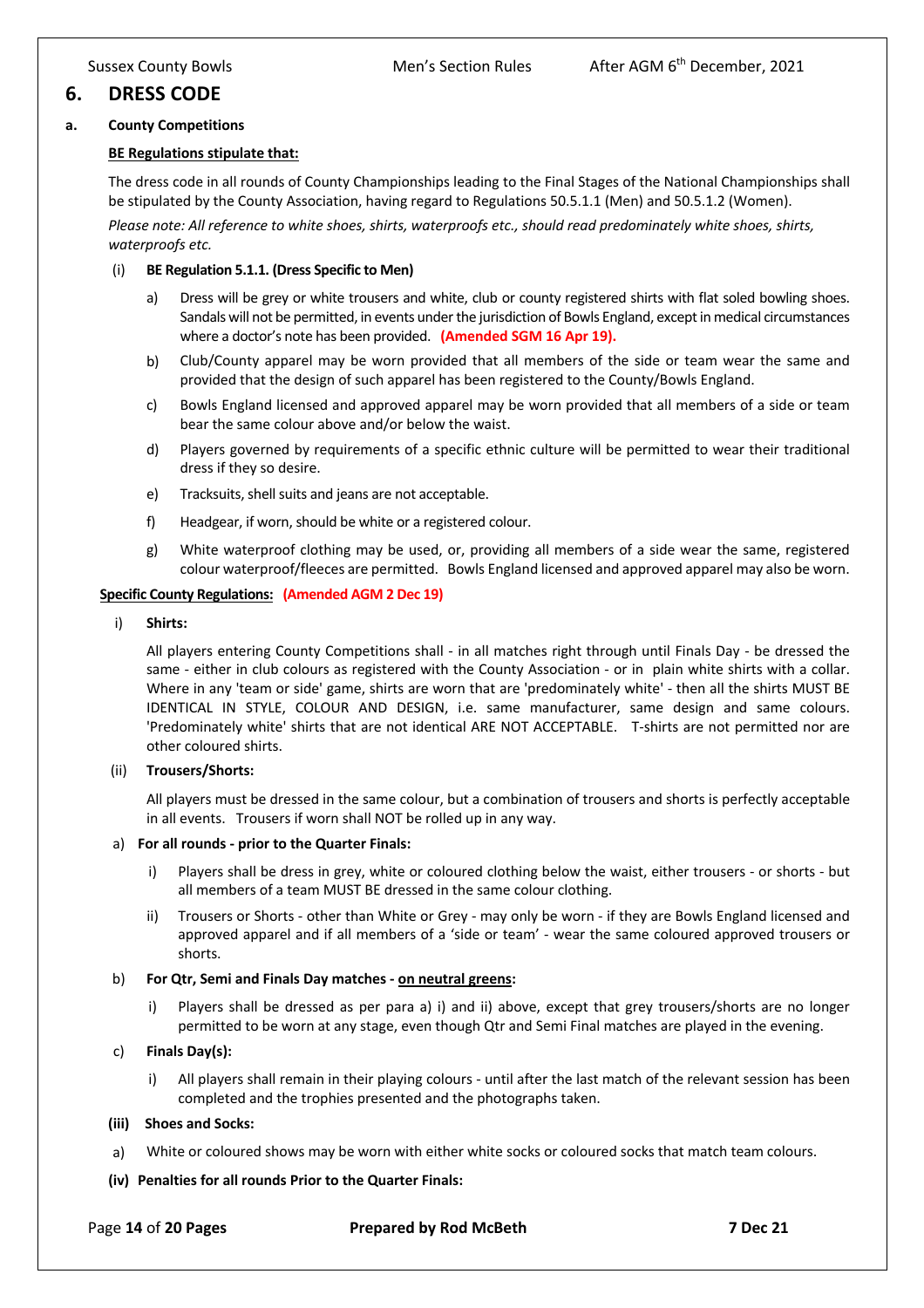## 6. DRESS CODE

### a. County Competitions

**BE Regulations stipulate that:**

The dress code in all rounds of County Championships leading to the Final Stages of the National Championships shall be stipulated by the County Association, having regard to Regulations 50.5.1.1 (Men) and 50.5.1.2 (Women).

*Please note: All reference to white shoes, shirts, waterproofs etc., should read predominately white shoes, shirts, waterproofs etc.*

(i) **BE Regulation 5.1.1. (Dress Specific to Men)**

a) Dress will be grey or white trousers and white, club or county registered shirts with flat soled bowling shoes. Sandals will not be permitted, in events under the jurisdiction of Bowls England, except in medical circumstances where a doctor's note has been provided. **(Amended SGM 16 Apr 19).**

b) Club/County apparel may be worn provided that all members of the side or team wear the same and provided that the design of such apparel has been registered to the County/Bowls England.

c) Bowls England licensed and approved apparel may be worn provided that all members of a side or team bear the same colour above and/or below the waist.

d) Players governed by requirements of a specific ethnic culture will be permitted to wear their traditional dress if they so desire.

e) Tracksuits, shell suits and jeans are not acceptable.

f) Headgear, if worn, should be white or a registered colour.

g) White waterproof clothing may be used, or, providing all members of a side wear the same, registered colour waterproof/fleeces are permitted. Bowls England licensed and approved apparel may also be worn.

**Specific County Regulations: (Amended AGM 2 Dec 19)**

i) **Shirts:**

All players entering County Competitions shall - in all matches right through until Finals Day - be dressed the same - either in club colours as registered with the County Association - or in plain white shirts with a collar. Where in any 'team or side' game, shirts are worn that are 'predominately white' - then all the shirts MUST BE IDENTICAL IN STYLE, COLOUR AND DESIGN, i.e. same manufacturer, same design and same colours. 'Predominately white' shirts that are not identical ARE NOT ACCEPTABLE. T-shirts are not permitted nor are other coloured shirts.

(ii) **Trousers/Shorts:**

All players must be dressed in the same colour, but a combination of trousers and shorts is perfectly acceptable in all events. Trousers if worn shall NOT be rolled up in any way.

a) **For all rounds - prior to the Quarter Finals:**

i) Players shall be dress in grey, white or coloured clothing below the waist, either trousers - or shorts - but all members of a team MUST BE dressed in the same colour clothing.

ii) Trousers or Shorts - other than White or Grey - may only be worn - if they are Bowls England licensed and approved apparel and if all members of a 'side or team' - wear the same coloured approved trousers or shorts.

b) **For Qtr, Semi and Finals Day matches - <u>on neutral greens</u>:**

i) Players shall be dressed as per para a) i) and ii) above, except that grey trousers/shorts are no longer permitted to be worn at any stage, even though Qtr and Semi Final matches are played in the evening.

c) **Finals Day(s):**

i) All players shall remain in their playing colours - until after the last match of the relevant session has been completed and the trophies presented and the photographs taken.

**(iii) Shoes and Socks:**

a) White or coloured shows may be worn with either white socks or coloured socks that match team colours.

**(iv) Penalties for all rounds Prior to the Quarter Finals:**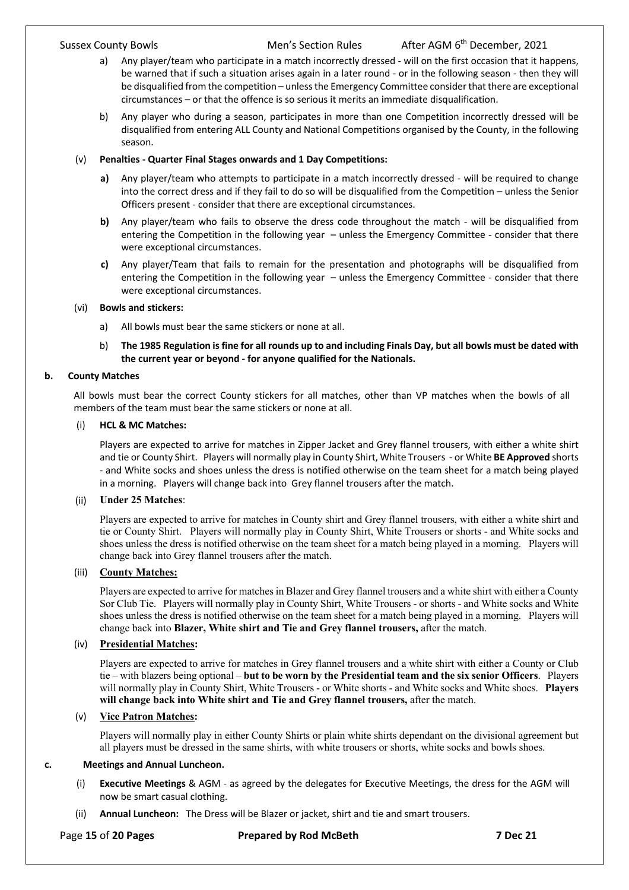a) Any player/team who participate in a match incorrectly dressed - will on the first occasion that it happens, be warned that if such a situation arises again in a later round - or in the following season - then they will be disqualified from the competition – unless the Emergency Committee consider that there are exceptional circumstances – or that the offence is so serious it merits an immediate disqualification.

b) Any player who during a season, participates in more than one Competition incorrectly dressed will be disqualified from entering ALL County and National Competitions organised by the County, in the following season.

(v) **Penalties - Quarter Final Stages onwards and 1 Day Competitions:**

**a)** Any player/team who attempts to participate in a match incorrectly dressed - will be required to change into the correct dress and if they fail to do so will be disqualified from the Competition – unless the Senior Officers present - consider that there are exceptional circumstances.

**b)** Any player/team who fails to observe the dress code throughout the match - will be disqualified from entering the Competition in the following year – unless the Emergency Committee - consider that there were exceptional circumstances.

**c)** Any player/Team that fails to remain for the presentation and photographs will be disqualified from entering the Competition in the following year – unless the Emergency Committee - consider that there were exceptional circumstances.

(vi) **Bowls and stickers:**

a) All bowls must bear the same stickers or none at all.

b) **The 1985 Regulation is fine for all rounds up to and including Finals Day, but all bowls must be dated with the current year or beyond - for anyone qualified for the Nationals.**

**b. County Matches**

All bowls must bear the correct County stickers for all matches, other than VP matches when the bowls of all members of the team must bear the same stickers or none at all.

(i) **HCL & MC Matches:**

Players are expected to arrive for matches in Zipper Jacket and Grey flannel trousers, with either a white shirt and tie or County Shirt. Players will normally play in County Shirt, White Trousers - or White **BE Approved** shorts - and White socks and shoes unless the dress is notified otherwise on the team sheet for a match being played in a morning. Players will change back into Grey flannel trousers after the match.

(ii) **Under 25 Matches**:

Players are expected to arrive for matches in County shirt and Grey flannel trousers, with either a white shirt and tie or County Shirt. Players will normally play in County Shirt, White Trousers or shorts - and White socks and shoes unless the dress is notified otherwise on the team sheet for a match being played in a morning. Players will change back into Grey flannel trousers after the match.

(iii) **County Matches:**

Players are expected to arrive for matches in Blazer and Grey flannel trousers and a white shirt with either a County Sor Club Tie. Players will normally play in County Shirt, White Trousers - or shorts - and White socks and White shoes unless the dress is notified otherwise on the team sheet for a match being played in a morning. Players will change back into **Blazer, White shirt and Tie and Grey flannel trousers,** after the match.

(iv) **Presidential Matches:**

Players are expected to arrive for matches in Grey flannel trousers and a white shirt with either a County or Club tie – with blazers being optional – **but to be worn by the Presidential team and the six senior Officers**. Players will normally play in County Shirt, White Trousers - or White shorts - and White socks and White shoes. **Players will change back into White shirt and Tie and Grey flannel trousers,** after the match.

(v) **Vice Patron Matches:**

Players will normally play in either County Shirts or plain white shirts dependant on the divisional agreement but all players must be dressed in the same shirts, with white trousers or shorts, white socks and bowls shoes.

**c. Meetings and Annual Luncheon.**

(i) **Executive Meetings** & AGM - as agreed by the delegates for Executive Meetings, the dress for the AGM will now be smart casual clothing.

(ii) **Annual Luncheon:** The Dress will be Blazer or jacket, shirt and tie and smart trousers.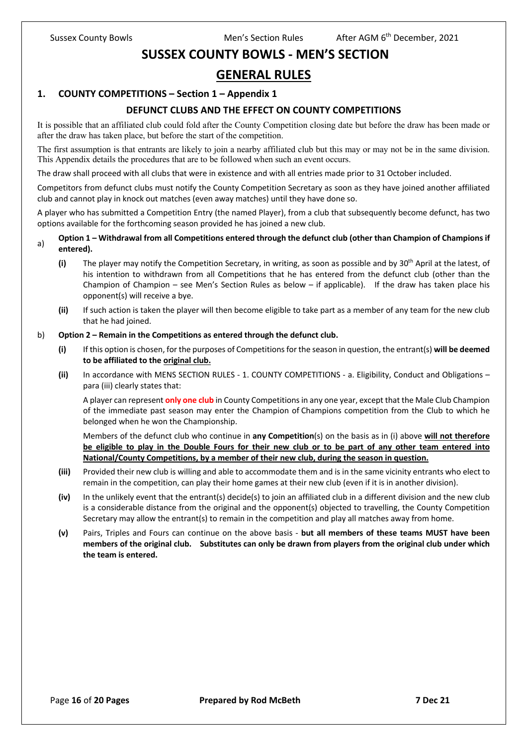# SUSSEX COUNTY BOWLS - MEN'S SECTION

## GENERAL RULES

### 1. COUNTY COMPETITIONS – Section 1 – Appendix 1

#### DEFUNCT CLUBS AND THE EFFECT ON COUNTY COMPETITIONS

It is possible that an affiliated club could fold after the County Competition closing date but before the draw has been made or after the draw has taken place, but before the start of the competition.

The first assumption is that entrants are likely to join a nearby affiliated club but this may or may not be in the same division. This Appendix details the procedures that are to be followed when such an event occurs.

The draw shall proceed with all clubs that were in existence and with all entries made prior to 31 October included.

Competitors from defunct clubs must notify the County Competition Secretary as soon as they have joined another affiliated club and cannot play in knock out matches (even away matches) until they have done so.

A player who has submitted a Competition Entry (the named Player), from a club that subsequently become defunct, has two options available for the forthcoming season provided he has joined a new club.

a) **Option 1 – Withdrawal from all Competitions entered through the defunct club (other than Champion of Champions if entered).**

- **(i)** The player may notify the Competition Secretary, in writing, as soon as possible and by 30th April at the latest, of his intention to withdrawn from all Competitions that he has entered from the defunct club (other than the Champion of Champion – see Men's Section Rules as below – if applicable). If the draw has taken place his opponent(s) will receive a bye.
- **(ii)** If such action is taken the player will then become eligible to take part as a member of any team for the new club that he had joined.

b) **Option 2 – Remain in the Competitions as entered through the defunct club.**

- **(i)** If this option is chosen, for the purposes of Competitions for the season in question, the entrant(s) **will be deemed to be affiliated to the original club.**
- **(ii)** In accordance with MENS SECTION RULES - 1. COUNTY COMPETITIONS - a. Eligibility, Conduct and Obligations – para (iii) clearly states that:

  A player can represent **only one club** in County Competitions in any one year, except that the Male Club Champion of the immediate past season may enter the Champion of Champions competition from the Club to which he belonged when he won the Championship.

  Members of the defunct club who continue in **any Competition**(s) on the basis as in (i) above **will not therefore be eligible to play in the Double Fours for their new club or to be part of any other team entered into National/County Competitions, by a member of their new club, during the season in question.**

- **(iii)** Provided their new club is willing and able to accommodate them and is in the same vicinity entrants who elect to remain in the competition, can play their home games at their new club (even if it is in another division).
- **(iv)** In the unlikely event that the entrant(s) decide(s) to join an affiliated club in a different division and the new club is a considerable distance from the original and the opponent(s) objected to travelling, the County Competition Secretary may allow the entrant(s) to remain in the competition and play all matches away from home.
- **(v)** Pairs, Triples and Fours can continue on the above basis - **but all members of these teams MUST have been members of the original club. Substitutes can only be drawn from players from the original club under which the team is entered.**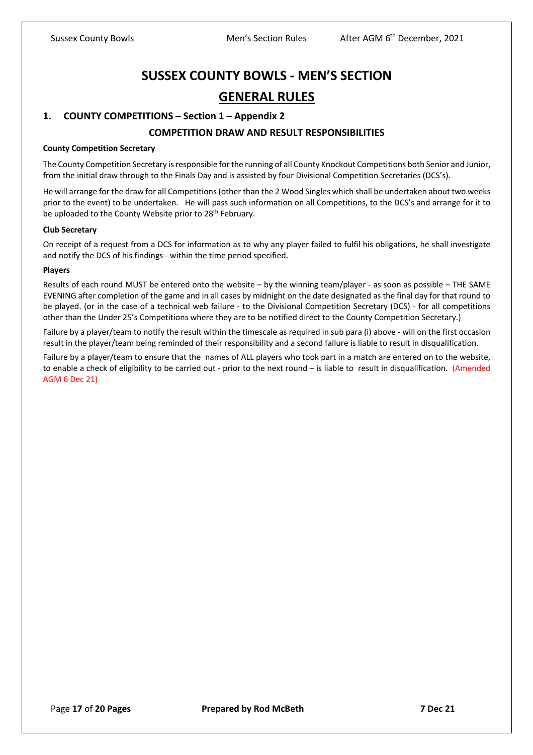# SUSSEX COUNTY BOWLS - MEN'S SECTION

## GENERAL RULES

### 1. COUNTY COMPETITIONS – Section 1 – Appendix 2

#### COMPETITION DRAW AND RESULT RESPONSIBILITIES

**County Competition Secretary**

The County Competition Secretary is responsible for the running of all County Knockout Competitions both Senior and Junior, from the initial draw through to the Finals Day and is assisted by four Divisional Competition Secretaries (DCS's).

He will arrange for the draw for all Competitions (other than the 2 Wood Singles which shall be undertaken about two weeks prior to the event) to be undertaken. He will pass such information on all Competitions, to the DCS's and arrange for it to be uploaded to the County Website prior to 28th February.

**Club Secretary**

On receipt of a request from a DCS for information as to why any player failed to fulfil his obligations, he shall investigate and notify the DCS of his findings - within the time period specified.

**Players**

Results of each round MUST be entered onto the website – by the winning team/player - as soon as possible – THE SAME EVENING after completion of the game and in all cases by midnight on the date designated as the final day for that round to be played. (or in the case of a technical web failure - to the Divisional Competition Secretary (DCS) - for all competitions other than the Under 25's Competitions where they are to be notified direct to the County Competition Secretary.)

Failure by a player/team to notify the result within the timescale as required in sub para (i) above - will on the first occasion result in the player/team being reminded of their responsibility and a second failure is liable to result in disqualification.

Failure by a player/team to ensure that the names of ALL players who took part in a match are entered on to the website, to enable a check of eligibility to be carried out - prior to the next round – is liable to result in disqualification. (Amended AGM 6 Dec 21)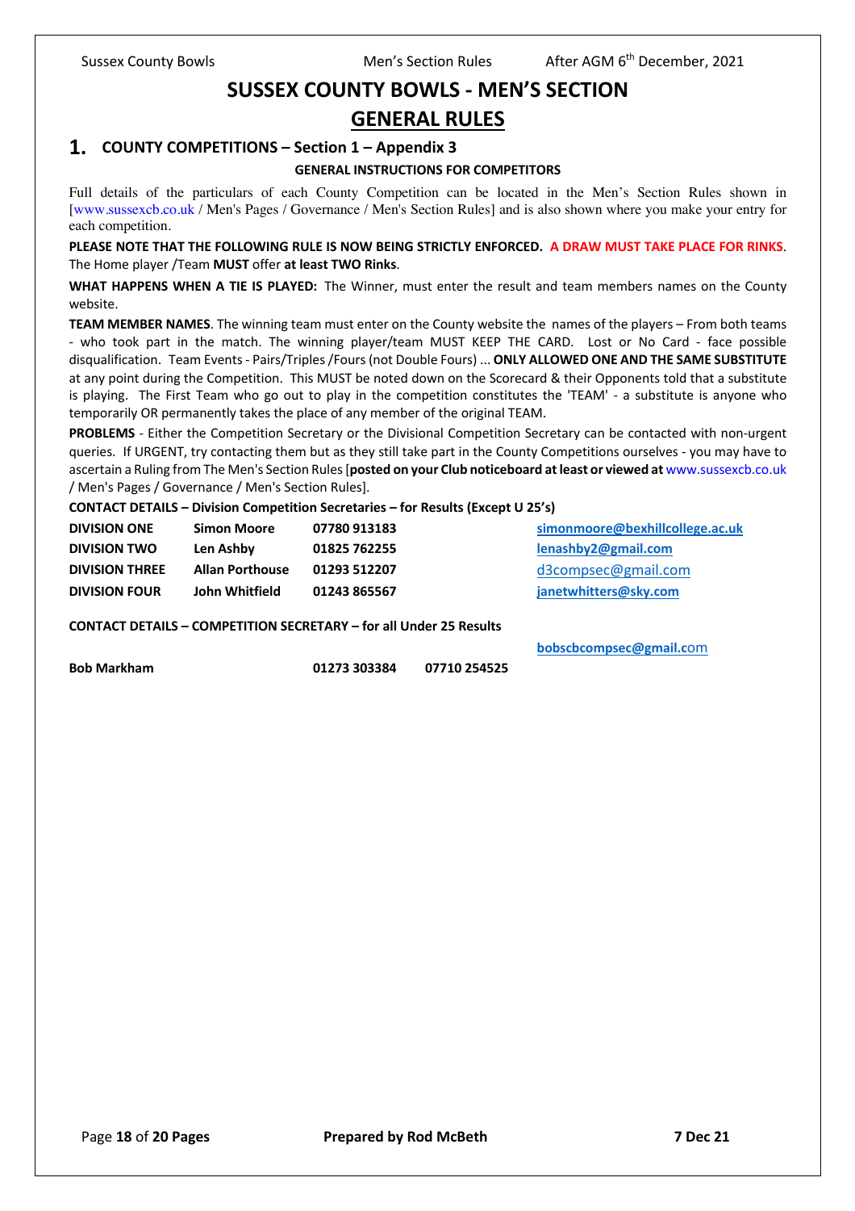# SUSSEX COUNTY BOWLS - MEN'S SECTION

## GENERAL RULES

### 1. COUNTY COMPETITIONS – Section 1 – Appendix 3

**GENERAL INSTRUCTIONS FOR COMPETITORS**

Full details of the particulars of each County Competition can be located in the Men's Section Rules shown in [www.sussexcb.co.uk / Men's Pages / Governance / Men's Section Rules] and is also shown where you make your entry for each competition.

**PLEASE NOTE THAT THE FOLLOWING RULE IS NOW BEING STRICTLY ENFORCED. A DRAW MUST TAKE PLACE FOR RINKS**. The Home player /Team **MUST** offer **at least TWO Rinks**.

**WHAT HAPPENS WHEN A TIE IS PLAYED:** The Winner, must enter the result and team members names on the County website.

**TEAM MEMBER NAMES**. The winning team must enter on the County website the names of the players – From both teams - who took part in the match. The winning player/team MUST KEEP THE CARD. Lost or No Card - face possible disqualification. Team Events - Pairs/Triples /Fours (not Double Fours) ... **ONLY ALLOWED ONE AND THE SAME SUBSTITUTE** at any point during the Competition. This MUST be noted down on the Scorecard & their Opponents told that a substitute is playing. The First Team who go out to play in the competition constitutes the 'TEAM' - a substitute is anyone who temporarily OR permanently takes the place of any member of the original TEAM.

**PROBLEMS** - Either the Competition Secretary or the Divisional Competition Secretary can be contacted with non-urgent queries. If URGENT, try contacting them but as they still take part in the County Competitions ourselves - you may have to ascertain a Ruling from The Men's Section Rules [**posted on your Club noticeboard at least or viewed at** www.sussexcb.co.uk / Men's Pages / Governance / Men's Section Rules].

**CONTACT DETAILS – Division Competition Secretaries – for Results (Except U 25's)**

| | | | |
|---|---|---|---|
| **DIVISION ONE** | **Simon Moore** | **07780 913183** | **simonmoore@bexhillcollege.ac.uk** |
| **DIVISION TWO** | **Len Ashby** | **01825 762255** | **lenashby2@gmail.com** |
| **DIVISION THREE** | **Allan Porthouse** | **01293 512207** | d3compsec@gmail.com |
| **DIVISION FOUR** | **John Whitfield** | **01243 865567** | **janetwhitters@sky.com** |

**CONTACT DETAILS – COMPETITION SECRETARY – for all Under 25 Results**

**Bob Markham** **01273 303384** **07710 254525** **bobscbcompsec@gmail.com**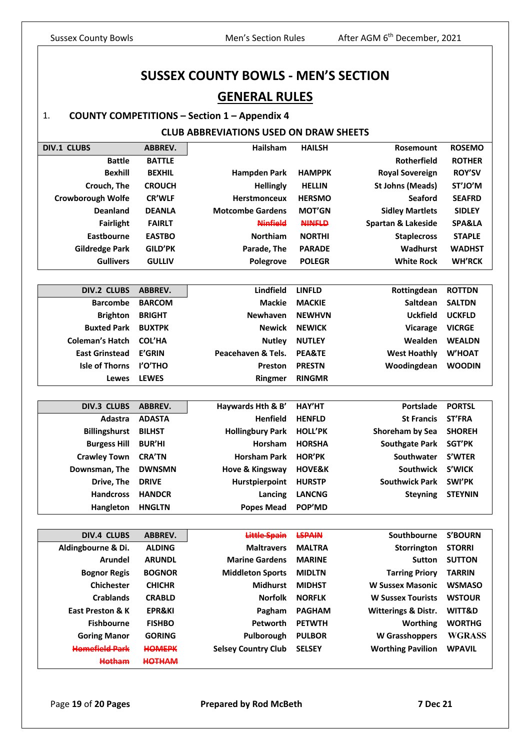# SUSSEX COUNTY BOWLS - MEN'S SECTION

## GENERAL RULES

1. **COUNTY COMPETITIONS – Section 1 – Appendix 4**

### CLUB ABBREVIATIONS USED ON DRAW SHEETS

| DIV.1 CLUBS | ABBREV. | | | | |
|---|---|---|---|---|---|
| Battle | BATTLE | Hailsham | HAILSH | Rosemount | ROSEMO |
| Bexhill | BEXHIL | Hampden Park | HAMPPK | Rotherfield | ROTHER |
| Crouch, The | CROUCH | Hellingly | HELLIN | Royal Sovereign | ROY'SV |
| Crowborough Wolfe | CR'WLF | Herstmonceux | HERSMO | St Johns (Meads) | ST'JO'M |
| Deanland | DEANLA | Motcombe Gardens | MOT'GN | Seaford | SEAFRD |
| Fairlight | FAIRLT | ~~Ninfield~~ | ~~NINFLD~~ | Sidley Martlets | SIDLEY |
| Eastbourne | EASTBO | Northiam | NORTHI | Spartan & Lakeside | SPA&LA |
| Gildredge Park | GILD'PK | Parade, The | PARADE | Staplecross | STAPLE |
| Gullivers | GULLIV | Polegrove | POLEGR | Wadhurst | WADHST |
| | | | | White Rock | WH'RCK |

| DIV.2 CLUBS | ABBREV. | | | | |
|---|---|---|---|---|---|
| Barcombe | BARCOM | Lindfield | LINFLD | Rottingdean | ROTTDN |
| Brighton | BRIGHT | Mackie | MACKIE | Saltdean | SALTDN |
| Buxted Park | BUXTPK | Newhaven | NEWHVN | Uckfield | UCKFLD |
| Coleman's Hatch | COL'HA | Newick | NEWICK | Vicarage | VICRGE |
| East Grinstead | E'GRIN | Nutley | NUTLEY | Wealden | WEALDN |
| Isle of Thorns | I'O'THO | Peacehaven & Tels. | PEA&TE | West Hoathly | W'HOAT |
| Lewes | LEWES | Preston | PRESTN | Woodingdean | WOODIN |
| | | Ringmer | RINGMR | | |

| DIV.3 CLUBS | ABBREV. | | | | |
|---|---|---|---|---|---|
| Adastra | ADASTA | Haywards Hth & B' | HAY'HT | Portslade | PORTSL |
| Billingshurst | BILHST | Henfield | HENFLD | St Francis | ST'FRA |
| Burgess Hill | BUR'HI | Hollingbury Park | HOLL'PK | Shoreham by Sea | SHOREH |
| Crawley Town | CRA'TN | Horsham | HORSHA | Southgate Park | SGT'PK |
| Downsman, The | DWNSMN | Horsham Park | HOR'PK | Southwater | S'WTER |
| Drive, The | DRIVE | Hove & Kingsway | HOVE&K | Southwick | S'WICK |
| Handcross | HANDCR | Hurstpierpoint | HURSTP | Southwick Park | SWI'PK |
| Hangleton | HNGLTN | Lancing | LANCNG | Steyning | STEYNIN |
| | | Popes Mead | POP'MD | | |

| DIV.4 CLUBS | ABBREV. | | | | |
|---|---|---|---|---|---|
| Aldingbourne & Di. | ALDING | ~~Little Spain~~ | ~~LSPAIN~~ | Southbourne | S'BOURN |
| Arundel | ARUNDL | Maltravers | MALTRA | Storrington | STORRI |
| Bognor Regis | BOGNOR | Marine Gardens | MARINE | Sutton | SUTTON |
| Chichester | CHICHR | Middleton Sports | MIDLTN | Tarring Priory | TARRIN |
| Crablands | CRABLD | Midhurst | MIDHST | W Sussex Masonic | WSMASO |
| East Preston & K | EPR&KI | Norfolk | NORFLK | W Sussex Tourists | WSTOUR |
| Fishbourne | FISHBO | Pagham | PAGHAM | Witterings & Distr. | WITT&D |
| Goring Manor | GORING | Petworth | PETWTH | Worthing | WORTHG |
| ~~Homefield Park~~ | ~~HOMEPK~~ | Pulborough | PULBOR | W Grasshoppers | WGRASS |
| ~~Hotham~~ | ~~HOTHAM~~ | Selsey Country Club | SELSEY | Worthing Pavilion | WPAVIL |

**Prepared by Rod McBeth** **7 Dec 21**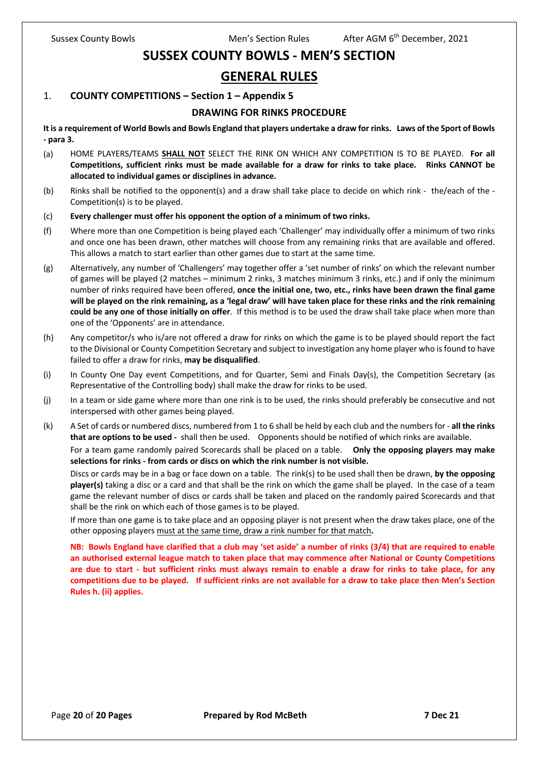# SUSSEX COUNTY BOWLS - MEN'S SECTION

## GENERAL RULES

### 1. COUNTY COMPETITIONS – Section 1 – Appendix 5

#### DRAWING FOR RINKS PROCEDURE

**It is a requirement of World Bowls and Bowls England that players undertake a draw for rinks. Laws of the Sport of Bowls - para 3.**

(a) HOME PLAYERS/TEAMS **SHALL NOT** SELECT THE RINK ON WHICH ANY COMPETITION IS TO BE PLAYED. **For all Competitions, sufficient rinks must be made available for a draw for rinks to take place. Rinks CANNOT be allocated to individual games or disciplines in advance.**

(b) Rinks shall be notified to the opponent(s) and a draw shall take place to decide on which rink - the/each of the - Competition(s) is to be played.

(c) **Every challenger must offer his opponent the option of a minimum of two rinks.**

(f) Where more than one Competition is being played each 'Challenger' may individually offer a minimum of two rinks and once one has been drawn, other matches will choose from any remaining rinks that are available and offered. This allows a match to start earlier than other games due to start at the same time.

(g) Alternatively, any number of 'Challengers' may together offer a 'set number of rinks' on which the relevant number of games will be played (2 matches – minimum 2 rinks, 3 matches minimum 3 rinks, etc.) and if only the minimum number of rinks required have been offered, **once the initial one, two, etc., rinks have been drawn the final game will be played on the rink remaining, as a 'legal draw' will have taken place for these rinks and the rink remaining could be any one of those initially on offer**. If this method is to be used the draw shall take place when more than one of the 'Opponents' are in attendance.

(h) Any competitor/s who is/are not offered a draw for rinks on which the game is to be played should report the fact to the Divisional or County Competition Secretary and subject to investigation any home player who is found to have failed to offer a draw for rinks, **may be disqualified**.

(i) In County One Day event Competitions, and for Quarter, Semi and Finals Day(s), the Competition Secretary (as Representative of the Controlling body) shall make the draw for rinks to be used.

(j) In a team or side game where more than one rink is to be used, the rinks should preferably be consecutive and not interspersed with other games being played.

(k) A Set of cards or numbered discs, numbered from 1 to 6 shall be held by each club and the numbers for - **all the rinks that are options to be used -** shall then be used. Opponents should be notified of which rinks are available.

For a team game randomly paired Scorecards shall be placed on a table. **Only the opposing players may make selections for rinks - from cards or discs on which the rink number is not visible.**

Discs or cards may be in a bag or face down on a table. The rink(s) to be used shall then be drawn, **by the opposing player(s)** taking a disc or a card and that shall be the rink on which the game shall be played. In the case of a team game the relevant number of discs or cards shall be taken and placed on the randomly paired Scorecards and that shall be the rink on which each of those games is to be played.

If more than one game is to take place and an opposing player is not present when the draw takes place, one of the other opposing players must at the same time, draw a rink number for that match**.**

**NB: Bowls England have clarified that a club may 'set aside' a number of rinks (3/4) that are required to enable an authorised external league match to taken place that may commence after National or County Competitions are due to start - but sufficient rinks must always remain to enable a draw for rinks to take place, for any competitions due to be played. If sufficient rinks are not available for a draw to take place then Men's Section Rules h. (ii) applies.**

**Prepared by Rod McBeth** **7 Dec 21**